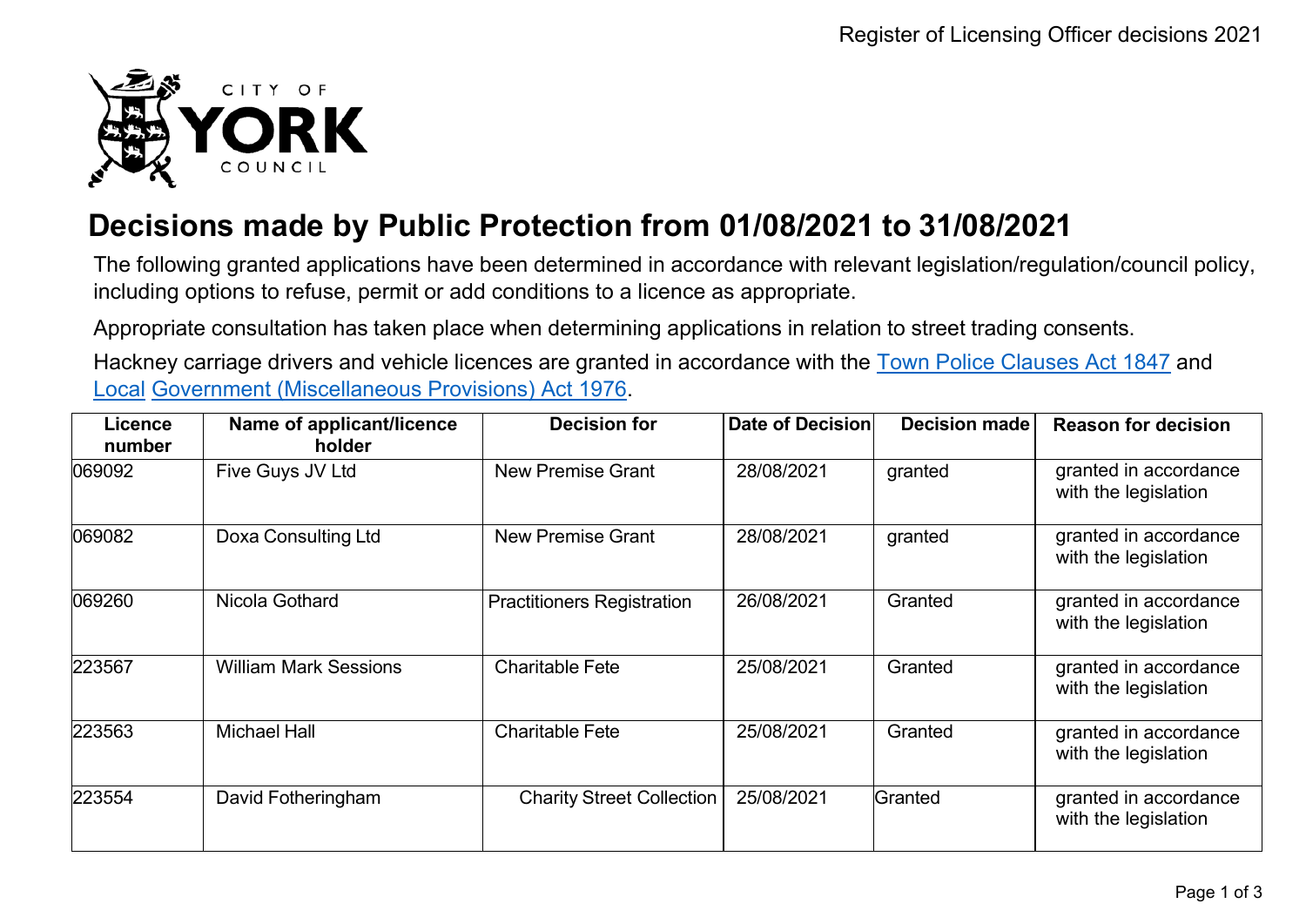# Decisions made by Public Protection from 01/08/2021 to 31/08/2021

The following granted applications have been determined in accordance with relevant legislation/regulation/council policy, including options to refuse, permit or add conditions to a licence as appropriate.

Appropriate consultation has taken place when determining applications in relation to street trading consents.

Hackney carriage drivers and vehicle licences are granted in accordance with the Town Police Clauses Act 1847 and Local Government (Miscellaneous Provisions) Act 1976.

| Licence number | Name of applicant/licence holder | Decision for | Date of Decision | Decision made | Reason for decision |
|---|---|---|---|---|---|
| 069092 | Five Guys JV Ltd | New Premise Grant | 28/08/2021 | granted | granted in accordance with the legislation |
| 069082 | Doxa Consulting Ltd | New Premise Grant | 28/08/2021 | granted | granted in accordance with the legislation |
| 069260 | Nicola Gothard | Practitioners Registration | 26/08/2021 | Granted | granted in accordance with the legislation |
| 223567 | William Mark Sessions | Charitable Fete | 25/08/2021 | Granted | granted in accordance with the legislation |
| 223563 | Michael Hall | Charitable Fete | 25/08/2021 | Granted | granted in accordance with the legislation |
| 223554 | David Fotheringham | Charity Street Collection | 25/08/2021 | Granted | granted in accordance with the legislation |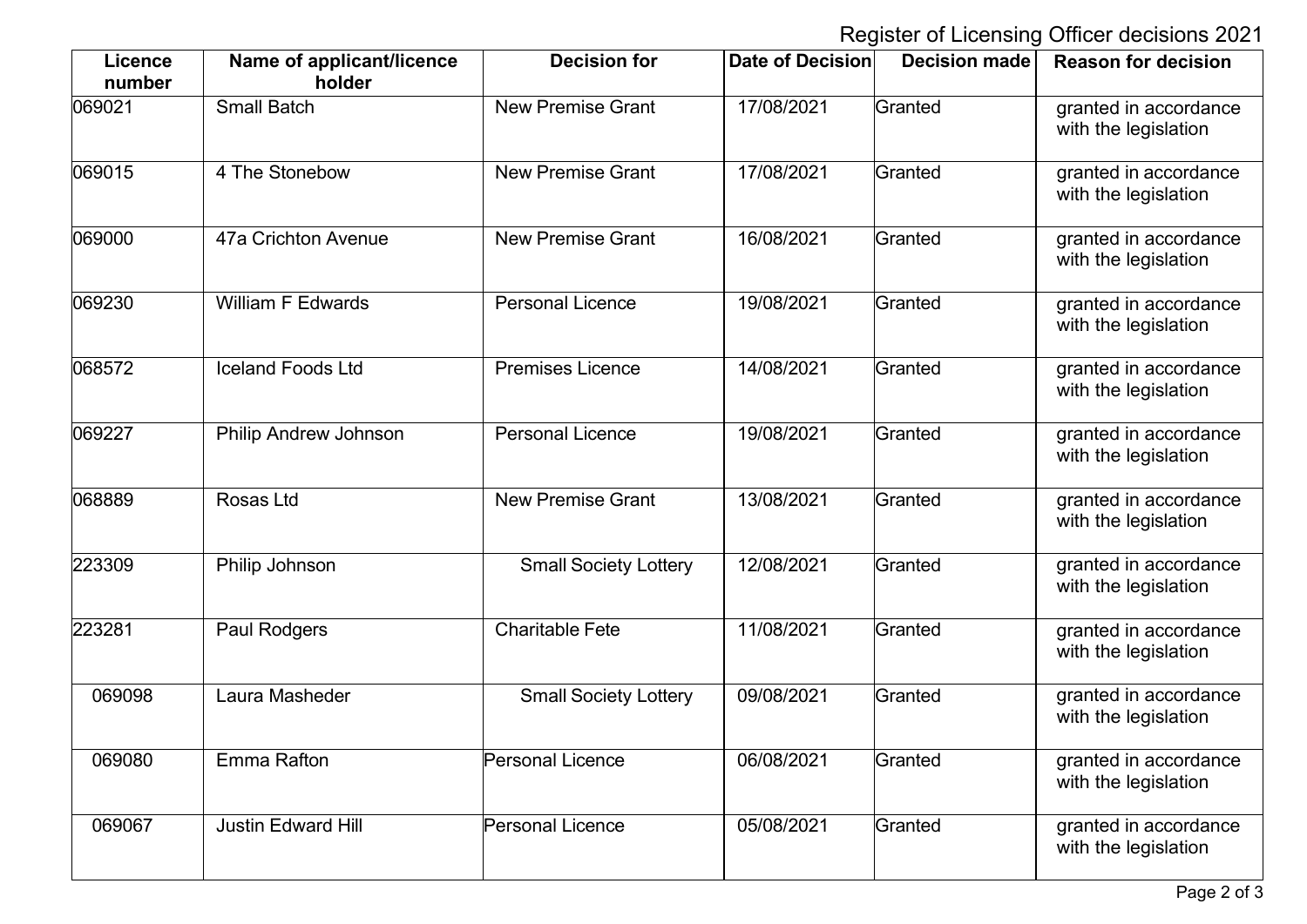Register of Licensing Officer decisions 2021

| Licence number | Name of applicant/licence holder | Decision for | Date of Decision | Decision made | Reason for decision |
|---|---|---|---|---|---|
| 069021 | Small Batch | New Premise Grant | 17/08/2021 | Granted | granted in accordance with the legislation |
| 069015 | 4 The Stonebow | New Premise Grant | 17/08/2021 | Granted | granted in accordance with the legislation |
| 069000 | 47a Crichton Avenue | New Premise Grant | 16/08/2021 | Granted | granted in accordance with the legislation |
| 069230 | William F Edwards | Personal Licence | 19/08/2021 | Granted | granted in accordance with the legislation |
| 068572 | Iceland Foods Ltd | Premises Licence | 14/08/2021 | Granted | granted in accordance with the legislation |
| 069227 | Philip Andrew Johnson | Personal Licence | 19/08/2021 | Granted | granted in accordance with the legislation |
| 068889 | Rosas Ltd | New Premise Grant | 13/08/2021 | Granted | granted in accordance with the legislation |
| 223309 | Philip Johnson | Small Society Lottery | 12/08/2021 | Granted | granted in accordance with the legislation |
| 223281 | Paul Rodgers | Charitable Fete | 11/08/2021 | Granted | granted in accordance with the legislation |
| 069098 | Laura Masheder | Small Society Lottery | 09/08/2021 | Granted | granted in accordance with the legislation |
| 069080 | Emma Rafton | Personal Licence | 06/08/2021 | Granted | granted in accordance with the legislation |
| 069067 | Justin Edward Hill | Personal Licence | 05/08/2021 | Granted | granted in accordance with the legislation |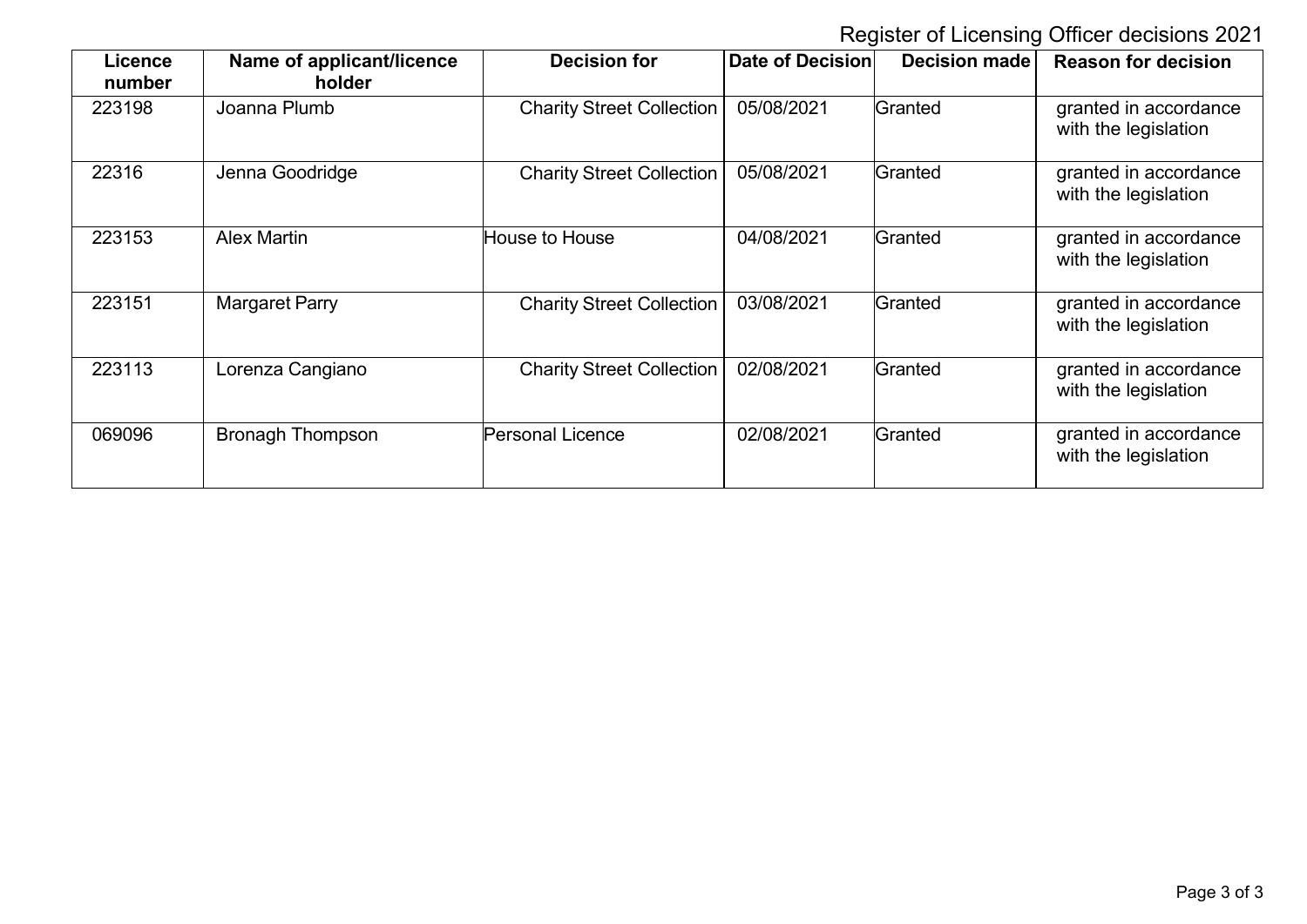Register of Licensing Officer decisions 2021

| Licence number | Name of applicant/licence holder | Decision for | Date of Decision | Decision made | Reason for decision |
|---|---|---|---|---|---|
| 223198 | Joanna Plumb | Charity Street Collection | 05/08/2021 | Granted | granted in accordance with the legislation |
| 22316 | Jenna Goodridge | Charity Street Collection | 05/08/2021 | Granted | granted in accordance with the legislation |
| 223153 | Alex Martin | House to House | 04/08/2021 | Granted | granted in accordance with the legislation |
| 223151 | Margaret Parry | Charity Street Collection | 03/08/2021 | Granted | granted in accordance with the legislation |
| 223113 | Lorenza Cangiano | Charity Street Collection | 02/08/2021 | Granted | granted in accordance with the legislation |
| 069096 | Bronagh Thompson | Personal Licence | 02/08/2021 | Granted | granted in accordance with the legislation |